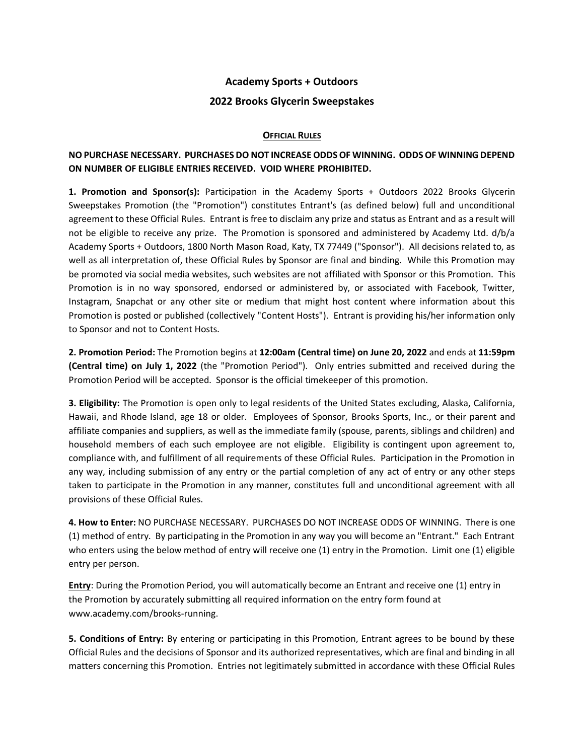# Academy Sports + Outdoors

## 2022 Brooks Glycerin Sweepstakes

### OFFICIAL RULES

**NO PURCHASE NECESSARY. PURCHASES DO NOT INCREASE ODDS OF WINNING. ODDS OF WINNING DEPEND ON NUMBER OF ELIGIBLE ENTRIES RECEIVED. VOID WHERE PROHIBITED.**

**1. Promotion and Sponsor(s):** Participation in the Academy Sports + Outdoors 2022 Brooks Glycerin Sweepstakes Promotion (the "Promotion") constitutes Entrant's (as defined below) full and unconditional agreement to these Official Rules. Entrant is free to disclaim any prize and status as Entrant and as a result will not be eligible to receive any prize. The Promotion is sponsored and administered by Academy Ltd. d/b/a Academy Sports + Outdoors, 1800 North Mason Road, Katy, TX 77449 ("Sponsor"). All decisions related to, as well as all interpretation of, these Official Rules by Sponsor are final and binding. While this Promotion may be promoted via social media websites, such websites are not affiliated with Sponsor or this Promotion. This Promotion is in no way sponsored, endorsed or administered by, or associated with Facebook, Twitter, Instagram, Snapchat or any other site or medium that might host content where information about this Promotion is posted or published (collectively "Content Hosts"). Entrant is providing his/her information only to Sponsor and not to Content Hosts.

**2. Promotion Period:** The Promotion begins at **12:00am (Central time) on June 20, 2022** and ends at **11:59pm (Central time) on July 1, 2022** (the "Promotion Period"). Only entries submitted and received during the Promotion Period will be accepted. Sponsor is the official timekeeper of this promotion.

**3. Eligibility:** The Promotion is open only to legal residents of the United States excluding, Alaska, California, Hawaii, and Rhode Island, age 18 or older. Employees of Sponsor, Brooks Sports, Inc., or their parent and affiliate companies and suppliers, as well as the immediate family (spouse, parents, siblings and children) and household members of each such employee are not eligible. Eligibility is contingent upon agreement to, compliance with, and fulfillment of all requirements of these Official Rules. Participation in the Promotion in any way, including submission of any entry or the partial completion of any act of entry or any other steps taken to participate in the Promotion in any manner, constitutes full and unconditional agreement with all provisions of these Official Rules.

**4. How to Enter:** NO PURCHASE NECESSARY. PURCHASES DO NOT INCREASE ODDS OF WINNING. There is one (1) method of entry. By participating in the Promotion in any way you will become an "Entrant." Each Entrant who enters using the below method of entry will receive one (1) entry in the Promotion. Limit one (1) eligible entry per person.

**Entry**: During the Promotion Period, you will automatically become an Entrant and receive one (1) entry in the Promotion by accurately submitting all required information on the entry form found at www.academy.com/brooks-running.

**5. Conditions of Entry:** By entering or participating in this Promotion, Entrant agrees to be bound by these Official Rules and the decisions of Sponsor and its authorized representatives, which are final and binding in all matters concerning this Promotion. Entries not legitimately submitted in accordance with these Official Rules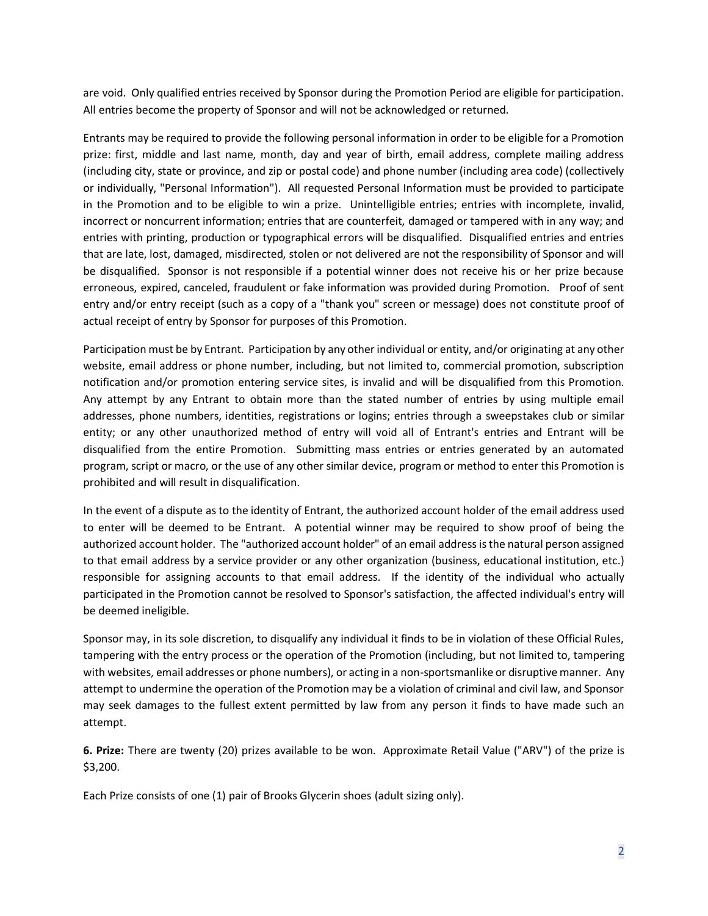are void. Only qualified entries received by Sponsor during the Promotion Period are eligible for participation. All entries become the property of Sponsor and will not be acknowledged or returned.

Entrants may be required to provide the following personal information in order to be eligible for a Promotion prize: first, middle and last name, month, day and year of birth, email address, complete mailing address (including city, state or province, and zip or postal code) and phone number (including area code) (collectively or individually, "Personal Information"). All requested Personal Information must be provided to participate in the Promotion and to be eligible to win a prize. Unintelligible entries; entries with incomplete, invalid, incorrect or noncurrent information; entries that are counterfeit, damaged or tampered with in any way; and entries with printing, production or typographical errors will be disqualified. Disqualified entries and entries that are late, lost, damaged, misdirected, stolen or not delivered are not the responsibility of Sponsor and will be disqualified. Sponsor is not responsible if a potential winner does not receive his or her prize because erroneous, expired, canceled, fraudulent or fake information was provided during Promotion. Proof of sent entry and/or entry receipt (such as a copy of a "thank you" screen or message) does not constitute proof of actual receipt of entry by Sponsor for purposes of this Promotion.

Participation must be by Entrant. Participation by any other individual or entity, and/or originating at any other website, email address or phone number, including, but not limited to, commercial promotion, subscription notification and/or promotion entering service sites, is invalid and will be disqualified from this Promotion. Any attempt by any Entrant to obtain more than the stated number of entries by using multiple email addresses, phone numbers, identities, registrations or logins; entries through a sweepstakes club or similar entity; or any other unauthorized method of entry will void all of Entrant's entries and Entrant will be disqualified from the entire Promotion. Submitting mass entries or entries generated by an automated program, script or macro, or the use of any other similar device, program or method to enter this Promotion is prohibited and will result in disqualification.

In the event of a dispute as to the identity of Entrant, the authorized account holder of the email address used to enter will be deemed to be Entrant. A potential winner may be required to show proof of being the authorized account holder. The "authorized account holder" of an email address is the natural person assigned to that email address by a service provider or any other organization (business, educational institution, etc.) responsible for assigning accounts to that email address. If the identity of the individual who actually participated in the Promotion cannot be resolved to Sponsor's satisfaction, the affected individual's entry will be deemed ineligible.

Sponsor may, in its sole discretion, to disqualify any individual it finds to be in violation of these Official Rules, tampering with the entry process or the operation of the Promotion (including, but not limited to, tampering with websites, email addresses or phone numbers), or acting in a non-sportsmanlike or disruptive manner. Any attempt to undermine the operation of the Promotion may be a violation of criminal and civil law, and Sponsor may seek damages to the fullest extent permitted by law from any person it finds to have made such an attempt.

**6. Prize:** There are twenty (20) prizes available to be won. Approximate Retail Value ("ARV") of the prize is $3,200.

Each Prize consists of one (1) pair of Brooks Glycerin shoes (adult sizing only).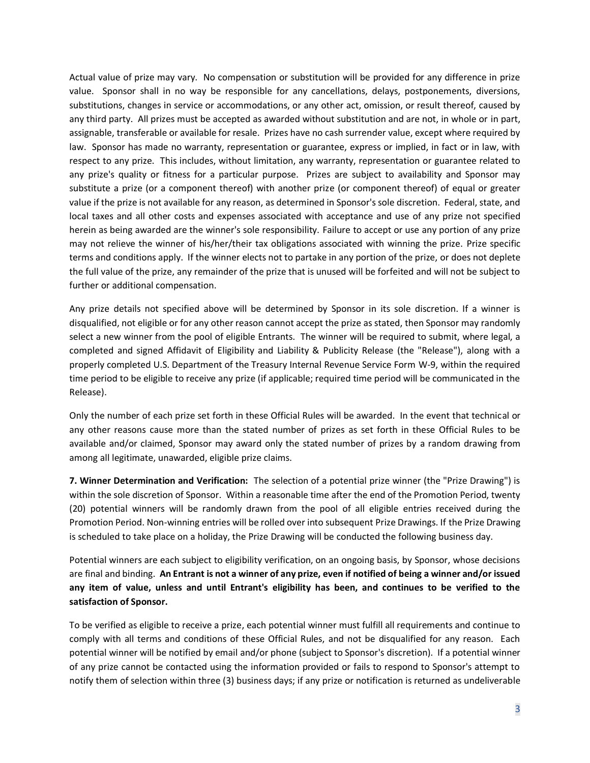Actual value of prize may vary. No compensation or substitution will be provided for any difference in prize value. Sponsor shall in no way be responsible for any cancellations, delays, postponements, diversions, substitutions, changes in service or accommodations, or any other act, omission, or result thereof, caused by any third party. All prizes must be accepted as awarded without substitution and are not, in whole or in part, assignable, transferable or available for resale. Prizes have no cash surrender value, except where required by law. Sponsor has made no warranty, representation or guarantee, express or implied, in fact or in law, with respect to any prize. This includes, without limitation, any warranty, representation or guarantee related to any prize's quality or fitness for a particular purpose. Prizes are subject to availability and Sponsor may substitute a prize (or a component thereof) with another prize (or component thereof) of equal or greater value if the prize is not available for any reason, as determined in Sponsor's sole discretion. Federal, state, and local taxes and all other costs and expenses associated with acceptance and use of any prize not specified herein as being awarded are the winner's sole responsibility. Failure to accept or use any portion of any prize may not relieve the winner of his/her/their tax obligations associated with winning the prize. Prize specific terms and conditions apply. If the winner elects not to partake in any portion of the prize, or does not deplete the full value of the prize, any remainder of the prize that is unused will be forfeited and will not be subject to further or additional compensation.

Any prize details not specified above will be determined by Sponsor in its sole discretion. If a winner is disqualified, not eligible or for any other reason cannot accept the prize as stated, then Sponsor may randomly select a new winner from the pool of eligible Entrants. The winner will be required to submit, where legal, a completed and signed Affidavit of Eligibility and Liability & Publicity Release (the "Release"), along with a properly completed U.S. Department of the Treasury Internal Revenue Service Form W-9, within the required time period to be eligible to receive any prize (if applicable; required time period will be communicated in the Release).

Only the number of each prize set forth in these Official Rules will be awarded. In the event that technical or any other reasons cause more than the stated number of prizes as set forth in these Official Rules to be available and/or claimed, Sponsor may award only the stated number of prizes by a random drawing from among all legitimate, unawarded, eligible prize claims.

**7. Winner Determination and Verification:** The selection of a potential prize winner (the "Prize Drawing") is within the sole discretion of Sponsor. Within a reasonable time after the end of the Promotion Period, twenty (20) potential winners will be randomly drawn from the pool of all eligible entries received during the Promotion Period. Non-winning entries will be rolled over into subsequent Prize Drawings. If the Prize Drawing is scheduled to take place on a holiday, the Prize Drawing will be conducted the following business day.

Potential winners are each subject to eligibility verification, on an ongoing basis, by Sponsor, whose decisions are final and binding. **An Entrant is not a winner of any prize, even if notified of being a winner and/or issued any item of value, unless and until Entrant's eligibility has been, and continues to be verified to the satisfaction of Sponsor.**

To be verified as eligible to receive a prize, each potential winner must fulfill all requirements and continue to comply with all terms and conditions of these Official Rules, and not be disqualified for any reason. Each potential winner will be notified by email and/or phone (subject to Sponsor's discretion). If a potential winner of any prize cannot be contacted using the information provided or fails to respond to Sponsor's attempt to notify them of selection within three (3) business days; if any prize or notification is returned as undeliverable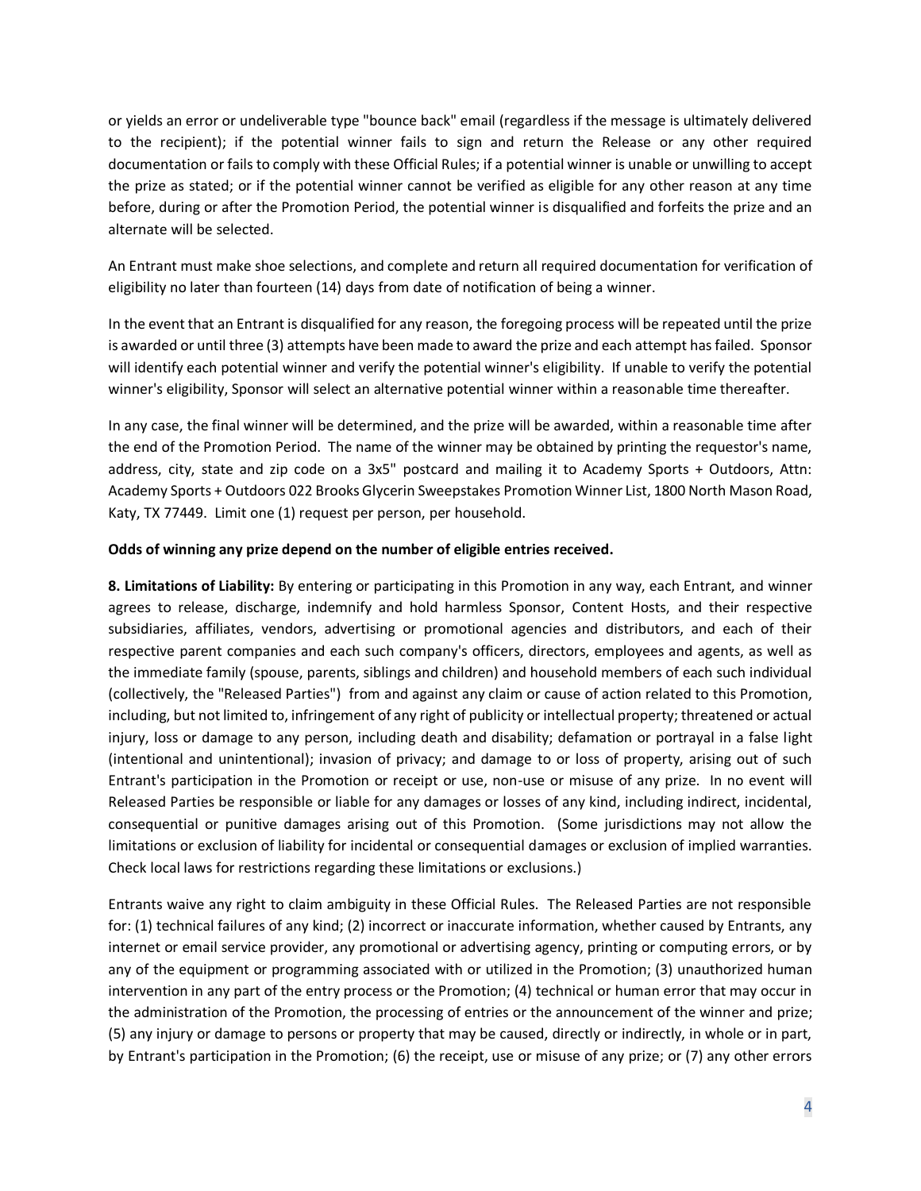or yields an error or undeliverable type "bounce back" email (regardless if the message is ultimately delivered to the recipient); if the potential winner fails to sign and return the Release or any other required documentation or fails to comply with these Official Rules; if a potential winner is unable or unwilling to accept the prize as stated; or if the potential winner cannot be verified as eligible for any other reason at any time before, during or after the Promotion Period, the potential winner is disqualified and forfeits the prize and an alternate will be selected.

An Entrant must make shoe selections, and complete and return all required documentation for verification of eligibility no later than fourteen (14) days from date of notification of being a winner.

In the event that an Entrant is disqualified for any reason, the foregoing process will be repeated until the prize is awarded or until three (3) attempts have been made to award the prize and each attempt has failed. Sponsor will identify each potential winner and verify the potential winner's eligibility. If unable to verify the potential winner's eligibility, Sponsor will select an alternative potential winner within a reasonable time thereafter.

In any case, the final winner will be determined, and the prize will be awarded, within a reasonable time after the end of the Promotion Period. The name of the winner may be obtained by printing the requestor's name, address, city, state and zip code on a 3x5" postcard and mailing it to Academy Sports + Outdoors, Attn: Academy Sports + Outdoors 022 Brooks Glycerin Sweepstakes Promotion Winner List, 1800 North Mason Road, Katy, TX 77449. Limit one (1) request per person, per household.

**Odds of winning any prize depend on the number of eligible entries received.**

**8. Limitations of Liability:** By entering or participating in this Promotion in any way, each Entrant, and winner agrees to release, discharge, indemnify and hold harmless Sponsor, Content Hosts, and their respective subsidiaries, affiliates, vendors, advertising or promotional agencies and distributors, and each of their respective parent companies and each such company's officers, directors, employees and agents, as well as the immediate family (spouse, parents, siblings and children) and household members of each such individual (collectively, the "Released Parties") from and against any claim or cause of action related to this Promotion, including, but not limited to, infringement of any right of publicity or intellectual property; threatened or actual injury, loss or damage to any person, including death and disability; defamation or portrayal in a false light (intentional and unintentional); invasion of privacy; and damage to or loss of property, arising out of such Entrant's participation in the Promotion or receipt or use, non-use or misuse of any prize. In no event will Released Parties be responsible or liable for any damages or losses of any kind, including indirect, incidental, consequential or punitive damages arising out of this Promotion. (Some jurisdictions may not allow the limitations or exclusion of liability for incidental or consequential damages or exclusion of implied warranties. Check local laws for restrictions regarding these limitations or exclusions.)

Entrants waive any right to claim ambiguity in these Official Rules. The Released Parties are not responsible for: (1) technical failures of any kind; (2) incorrect or inaccurate information, whether caused by Entrants, any internet or email service provider, any promotional or advertising agency, printing or computing errors, or by any of the equipment or programming associated with or utilized in the Promotion; (3) unauthorized human intervention in any part of the entry process or the Promotion; (4) technical or human error that may occur in the administration of the Promotion, the processing of entries or the announcement of the winner and prize; (5) any injury or damage to persons or property that may be caused, directly or indirectly, in whole or in part, by Entrant's participation in the Promotion; (6) the receipt, use or misuse of any prize; or (7) any other errors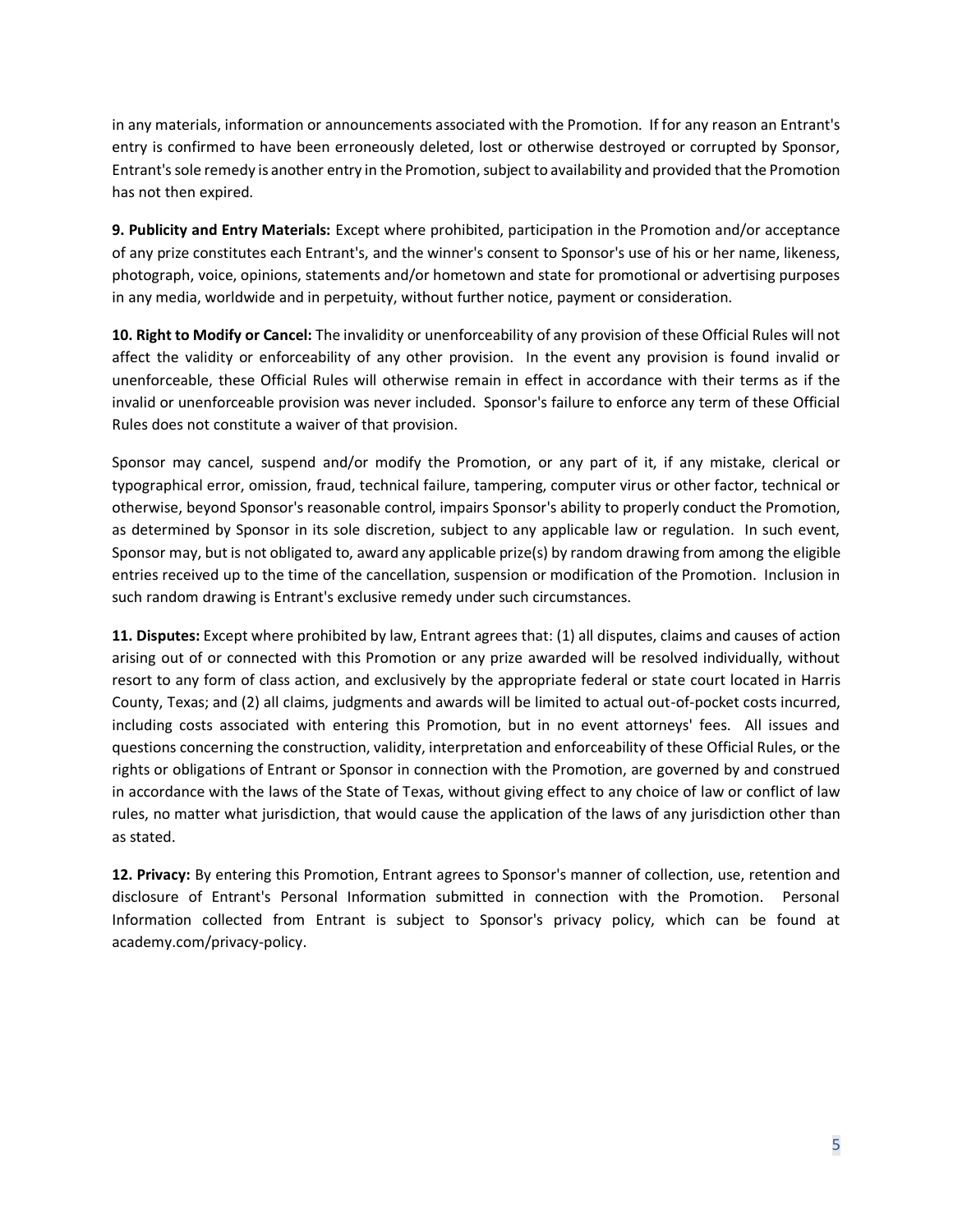in any materials, information or announcements associated with the Promotion. If for any reason an Entrant's entry is confirmed to have been erroneously deleted, lost or otherwise destroyed or corrupted by Sponsor, Entrant's sole remedy is another entry in the Promotion, subject to availability and provided that the Promotion has not then expired.

**9. Publicity and Entry Materials:** Except where prohibited, participation in the Promotion and/or acceptance of any prize constitutes each Entrant's, and the winner's consent to Sponsor's use of his or her name, likeness, photograph, voice, opinions, statements and/or hometown and state for promotional or advertising purposes in any media, worldwide and in perpetuity, without further notice, payment or consideration.

**10. Right to Modify or Cancel:** The invalidity or unenforceability of any provision of these Official Rules will not affect the validity or enforceability of any other provision. In the event any provision is found invalid or unenforceable, these Official Rules will otherwise remain in effect in accordance with their terms as if the invalid or unenforceable provision was never included. Sponsor's failure to enforce any term of these Official Rules does not constitute a waiver of that provision.

Sponsor may cancel, suspend and/or modify the Promotion, or any part of it, if any mistake, clerical or typographical error, omission, fraud, technical failure, tampering, computer virus or other factor, technical or otherwise, beyond Sponsor's reasonable control, impairs Sponsor's ability to properly conduct the Promotion, as determined by Sponsor in its sole discretion, subject to any applicable law or regulation. In such event, Sponsor may, but is not obligated to, award any applicable prize(s) by random drawing from among the eligible entries received up to the time of the cancellation, suspension or modification of the Promotion. Inclusion in such random drawing is Entrant's exclusive remedy under such circumstances.

**11. Disputes:** Except where prohibited by law, Entrant agrees that: (1) all disputes, claims and causes of action arising out of or connected with this Promotion or any prize awarded will be resolved individually, without resort to any form of class action, and exclusively by the appropriate federal or state court located in Harris County, Texas; and (2) all claims, judgments and awards will be limited to actual out-of-pocket costs incurred, including costs associated with entering this Promotion, but in no event attorneys' fees. All issues and questions concerning the construction, validity, interpretation and enforceability of these Official Rules, or the rights or obligations of Entrant or Sponsor in connection with the Promotion, are governed by and construed in accordance with the laws of the State of Texas, without giving effect to any choice of law or conflict of law rules, no matter what jurisdiction, that would cause the application of the laws of any jurisdiction other than as stated.

**12. Privacy:** By entering this Promotion, Entrant agrees to Sponsor's manner of collection, use, retention and disclosure of Entrant's Personal Information submitted in connection with the Promotion. Personal Information collected from Entrant is subject to Sponsor's privacy policy, which can be found at academy.com/privacy-policy.